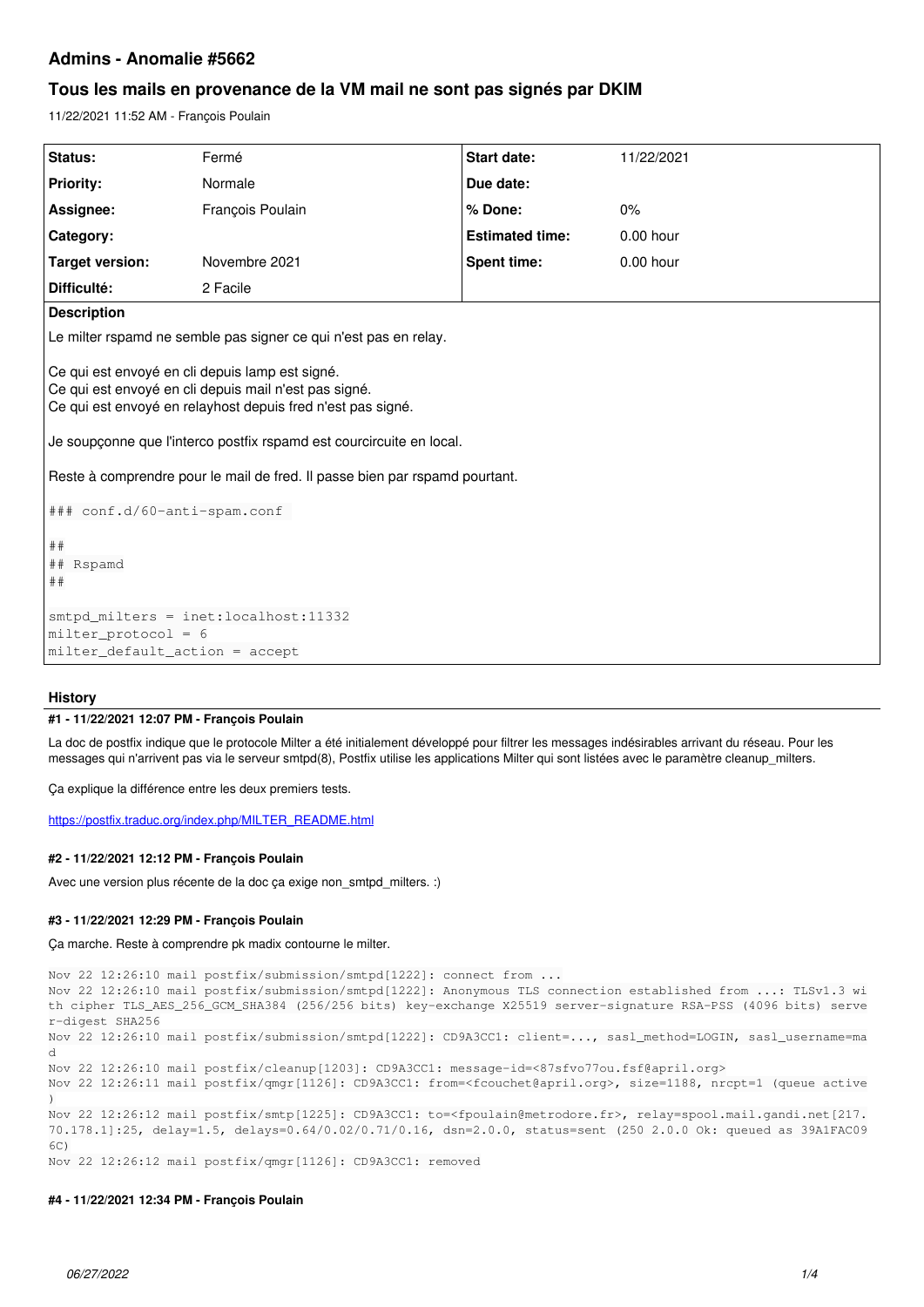# Admins - Anomalie #5662

## Tous les mails en provenance de la VM mail ne sont pas signés par DKIM

11/22/2021 11:52 AM - François Poulain

| Status: | Fermé | Start date: | 11/22/2021 |
|---|---|---|---|
| Priority: | Normale | Due date: | |
| Assignee: | François Poulain | % Done: | 0% |
| Category: | | Estimated time: | 0.00 hour |
| Target version: | Novembre 2021 | Spent time: | 0.00 hour |
| Difficulté: | 2 Facile | | |

**Description**

Le milter rspamd ne semble pas signer ce qui n'est pas en relay.

Ce qui est envoyé en cli depuis lamp est signé.
Ce qui est envoyé en cli depuis mail n'est pas signé.
Ce qui est envoyé en relayhost depuis fred n'est pas signé.

Je soupçonne que l'interco postfix rspamd est courcircuite en local.

Reste à comprendre pour le mail de fred. Il passe bien par rspamd pourtant.

```
### conf.d/60-anti-spam.conf

##
## Rspamd
##

smtpd_milters = inet:localhost:11332
milter_protocol = 6
milter_default_action = accept
```

### History

#### #1 - 11/22/2021 12:07 PM - François Poulain

La doc de postfix indique que le protocole Milter a été initialement développé pour filtrer les messages indésirables arrivant du réseau. Pour les messages qui n'arrivent pas via le serveur smtpd(8), Postfix utilise les applications Milter qui sont listées avec le paramètre cleanup_milters.

Ça explique la différence entre les deux premiers tests.

https://postfix.traduc.org/index.php/MILTER_README.html

#### #2 - 11/22/2021 12:12 PM - François Poulain

Avec une version plus récente de la doc ça exige non_smtpd_milters. :)

#### #3 - 11/22/2021 12:29 PM - François Poulain

Ça marche. Reste à comprendre pk madix contourne le milter.

```
Nov 22 12:26:10 mail postfix/submission/smtpd[1222]: connect from ...
Nov 22 12:26:10 mail postfix/submission/smtpd[1222]: Anonymous TLS connection established from ...: TLSv1.3 with cipher TLS_AES_256_GCM_SHA384 (256/256 bits) key-exchange X25519 server-signature RSA-PSS (4096 bits) server-digest SHA256
Nov 22 12:26:10 mail postfix/submission/smtpd[1222]: CD9A3CC1: client=..., sasl_method=LOGIN, sasl_username=mad
Nov 22 12:26:10 mail postfix/cleanup[1203]: CD9A3CC1: message-id=<87sfvo77ou.fsf@april.org>
Nov 22 12:26:11 mail postfix/qmgr[1126]: CD9A3CC1: from=<fcouchet@april.org>, size=1188, nrcpt=1 (queue active)
Nov 22 12:26:12 mail postfix/smtp[1225]: CD9A3CC1: to=<fpoulain@metrodore.fr>, relay=spool.mail.gandi.net[217.70.178.1]:25, delay=1.5, delays=0.64/0.02/0.71/0.16, dsn=2.0.0, status=sent (250 2.0.0 Ok: queued as 39A1FAC096C)
Nov 22 12:26:12 mail postfix/qmgr[1126]: CD9A3CC1: removed
```

#### #4 - 11/22/2021 12:34 PM - François Poulain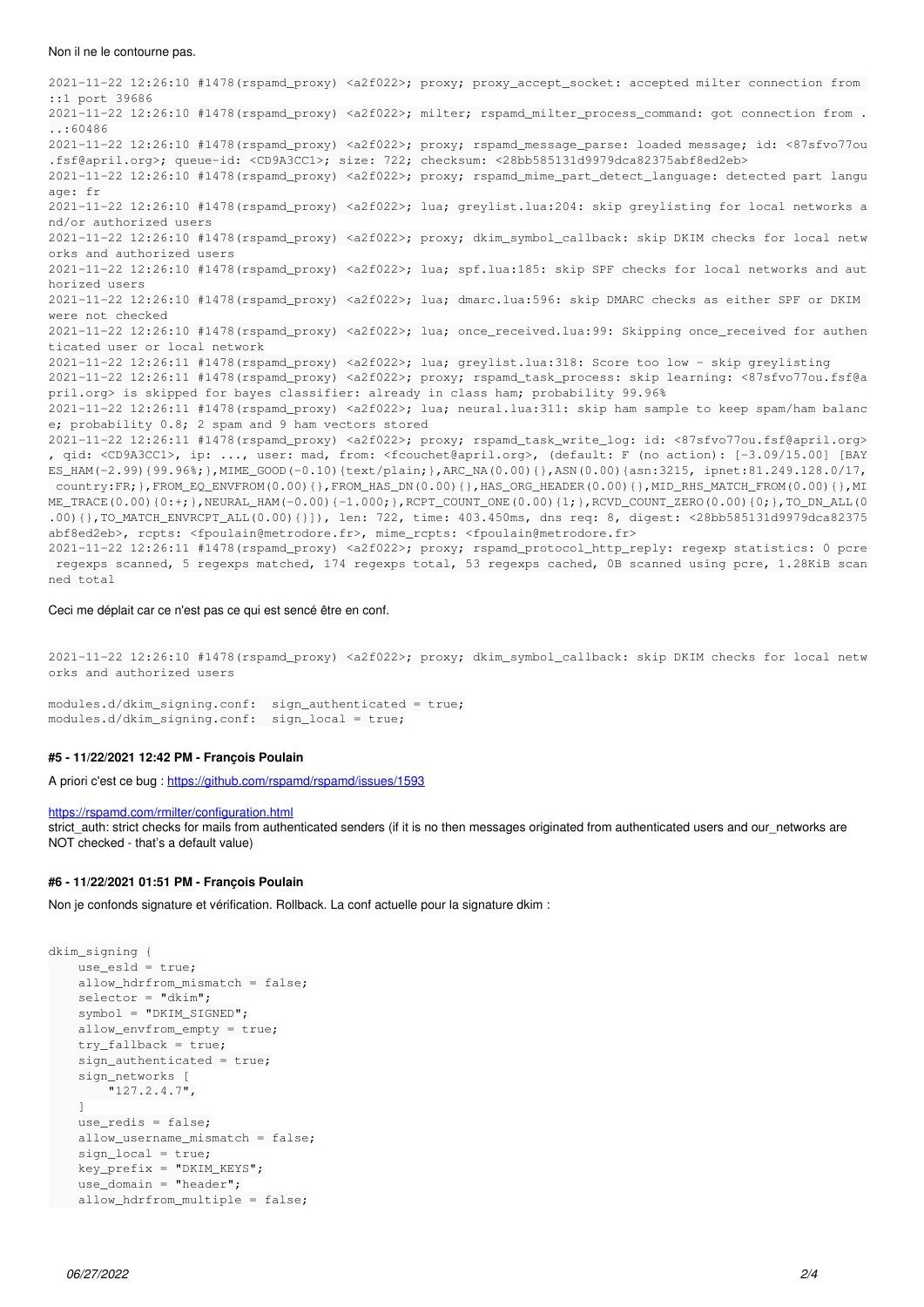Non il ne le contourne pas.

```
2021-11-22 12:26:10 #1478(rspamd_proxy) <a2f022>; proxy; proxy_accept_socket: accepted milter connection from ::1 port 39686
2021-11-22 12:26:10 #1478(rspamd_proxy) <a2f022>; milter; rspamd_milter_process_command: got connection from ...:60486
2021-11-22 12:26:10 #1478(rspamd_proxy) <a2f022>; proxy; rspamd_message_parse: loaded message; id: <87sfvo77ou.fsf@april.org>; queue-id: <CD9A3CC1>; size: 722; checksum: <28bb585131d9979dca82375abf8ed2eb>
2021-11-22 12:26:10 #1478(rspamd_proxy) <a2f022>; proxy; rspamd_mime_part_detect_language: detected part language: fr
2021-11-22 12:26:10 #1478(rspamd_proxy) <a2f022>; lua; greylist.lua:204: skip greylisting for local networks and/or authorized users
2021-11-22 12:26:10 #1478(rspamd_proxy) <a2f022>; proxy; dkim_symbol_callback: skip DKIM checks for local networks and authorized users
2021-11-22 12:26:10 #1478(rspamd_proxy) <a2f022>; lua; spf.lua:185: skip SPF checks for local networks and authorized users
2021-11-22 12:26:10 #1478(rspamd_proxy) <a2f022>; lua; dmarc.lua:596: skip DMARC checks as either SPF or DKIM were not checked
2021-11-22 12:26:10 #1478(rspamd_proxy) <a2f022>; lua; once_received.lua:99: Skipping once_received for authenticated user or local network
2021-11-22 12:26:11 #1478(rspamd_proxy) <a2f022>; lua; greylist.lua:318: Score too low - skip greylisting
2021-11-22 12:26:11 #1478(rspamd_proxy) <a2f022>; proxy; rspamd_task_process: skip learning: <87sfvo77ou.fsf@april.org> is skipped for bayes classifier: already in class ham; probability 99.96%
2021-11-22 12:26:11 #1478(rspamd_proxy) <a2f022>; lua; neural.lua:311: skip ham sample to keep spam/ham balance; probability 0.8; 2 spam and 9 ham vectors stored
2021-11-22 12:26:11 #1478(rspamd_proxy) <a2f022>; proxy; rspamd_task_write_log: id: <87sfvo77ou.fsf@april.org>, qid: <CD9A3CC1>, ip: ..., user: mad, from: <fcouchet@april.org>, (default: F (no action): [-3.09/15.00] [BAYES_HAM(-2.99){99.96%;},MIME_GOOD(-0.10){text/plain;},ARC_NA(0.00){},ASN(0.00){asn:3215, ipnet:81.249.128.0/17, country:FR;},FROM_EQ_ENVFROM(0.00){},FROM_HAS_DN(0.00){},HAS_ORG_HEADER(0.00){},MID_RHS_MATCH_FROM(0.00){},MIME_TRACE(0.00){0:+;},NEURAL_HAM(-0.00){-1.000;},RCPT_COUNT_ONE(0.00){1;},RCVD_COUNT_ZERO(0.00){0;},TO_DN_ALL(0.00){},TO_MATCH_ENVRCPT_ALL(0.00){}]), len: 722, time: 403.450ms, dns req: 8, digest: <28bb585131d9979dca82375abf8ed2eb>, rcpts: <fpoulain@metrodore.fr>, mime_rcpts: <fpoulain@metrodore.fr>
2021-11-22 12:26:11 #1478(rspamd_proxy) <a2f022>; proxy; rspamd_protocol_http_reply: regexp statistics: 0 pcre regexps scanned, 5 regexps matched, 174 regexps total, 53 regexps cached, 0B scanned using pcre, 1.28KiB scanned total
```

Ceci me déplait car ce n'est pas ce qui est sencé être en conf.

```
2021-11-22 12:26:10 #1478(rspamd_proxy) <a2f022>; proxy; dkim_symbol_callback: skip DKIM checks for local networks and authorized users

modules.d/dkim_signing.conf:  sign_authenticated = true;
modules.d/dkim_signing.conf:  sign_local = true;
```

#### #5 - 11/22/2021 12:42 PM - François Poulain

A priori c'est ce bug : https://github.com/rspamd/rspamd/issues/1593

https://rspamd.com/rmilter/configuration.html
strict_auth: strict checks for mails from authenticated senders (if it is no then messages originated from authenticated users and our_networks are NOT checked - that's a default value)

#### #6 - 11/22/2021 01:51 PM - François Poulain

Non je confonds signature et vérification. Rollback. La conf actuelle pour la signature dkim :

```
dkim_signing {
    use_esld = true;
    allow_hdrfrom_mismatch = false;
    selector = "dkim";
    symbol = "DKIM_SIGNED";
    allow_envfrom_empty = true;
    try_fallback = true;
    sign_authenticated = true;
    sign_networks [
        "127.2.4.7",
    ]
    use_redis = false;
    allow_username_mismatch = false;
    sign_local = true;
    key_prefix = "DKIM_KEYS";
    use_domain = "header";
    allow_hdrfrom_multiple = false;
```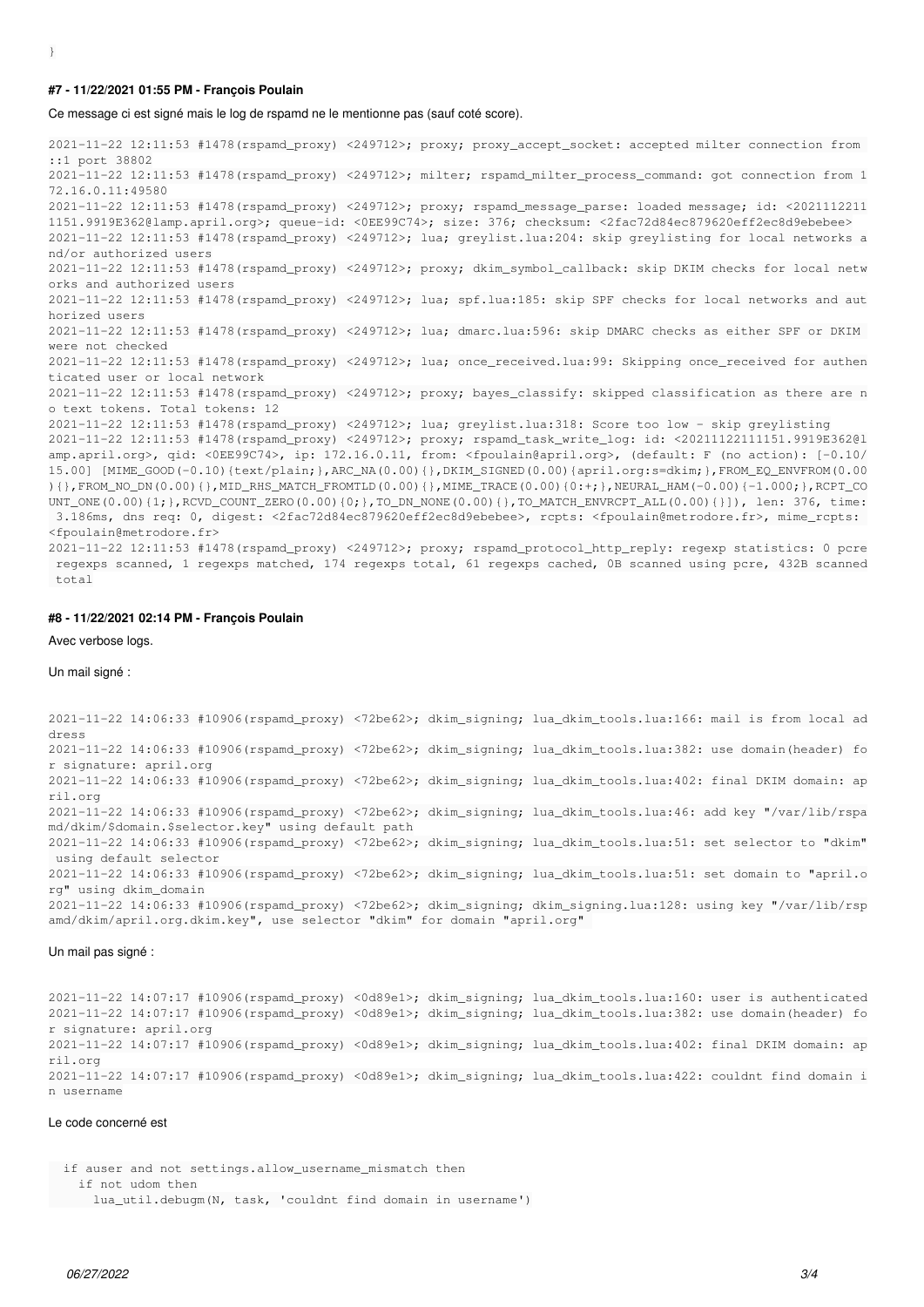}

#### #7 - 11/22/2021 01:55 PM - François Poulain

Ce message ci est signé mais le log de rspamd ne le mentionne pas (sauf coté score).

```
2021-11-22 12:11:53 #1478(rspamd_proxy) <249712>; proxy; proxy_accept_socket: accepted milter connection from ::1 port 38802
2021-11-22 12:11:53 #1478(rspamd_proxy) <249712>; milter; rspamd_milter_process_command: got connection from 172.16.0.11:49580
2021-11-22 12:11:53 #1478(rspamd_proxy) <249712>; proxy; rspamd_message_parse: loaded message; id: <20211122111151.9919E362@lamp.april.org>; queue-id: <0EE99C74>; size: 376; checksum: <2fac72d84ec879620eff2ec8d9ebebee>
2021-11-22 12:11:53 #1478(rspamd_proxy) <249712>; lua; greylist.lua:204: skip greylisting for local networks and/or authorized users
2021-11-22 12:11:53 #1478(rspamd_proxy) <249712>; proxy; dkim_symbol_callback: skip DKIM checks for local networks and authorized users
2021-11-22 12:11:53 #1478(rspamd_proxy) <249712>; lua; spf.lua:185: skip SPF checks for local networks and authorized users
2021-11-22 12:11:53 #1478(rspamd_proxy) <249712>; lua; dmarc.lua:596: skip DMARC checks as either SPF or DKIM were not checked
2021-11-22 12:11:53 #1478(rspamd_proxy) <249712>; lua; once_received.lua:99: Skipping once_received for authenticated user or local network
2021-11-22 12:11:53 #1478(rspamd_proxy) <249712>; proxy; bayes_classify: skipped classification as there are no text tokens. Total tokens: 12
2021-11-22 12:11:53 #1478(rspamd_proxy) <249712>; lua; greylist.lua:318: Score too low - skip greylisting
2021-11-22 12:11:53 #1478(rspamd_proxy) <249712>; proxy; rspamd_task_write_log: id: <20211122111151.9919E362@lamp.april.org>, qid: <0EE99C74>, ip: 172.16.0.11, from: <fpoulain@april.org>, (default: F (no action): [-0.10/15.00] [MIME_GOOD(-0.10){text/plain;},ARC_NA(0.00){},DKIM_SIGNED(0.00){april.org:s=dkim;},FROM_EQ_ENVFROM(0.00){},FROM_NO_DN(0.00){},MID_RHS_MATCH_FROMTLD(0.00){},MIME_TRACE(0.00){0:+;},NEURAL_HAM(-0.00){-1.000;},RCPT_COUNT_ONE(0.00){1;},RCVD_COUNT_ZERO(0.00){0;},TO_DN_NONE(0.00){},TO_MATCH_ENVRCPT_ALL(0.00){}]), len: 376, time: 3.186ms, dns req: 0, digest: <2fac72d84ec879620eff2ec8d9ebebee>, rcpts: <fpoulain@metrodore.fr>, mime_rcpts: <fpoulain@metrodore.fr>
2021-11-22 12:11:53 #1478(rspamd_proxy) <249712>; proxy; rspamd_protocol_http_reply: regexp statistics: 0 pcre regexps scanned, 1 regexps matched, 174 regexps total, 61 regexps cached, 0B scanned using pcre, 432B scanned total
```

#### #8 - 11/22/2021 02:14 PM - François Poulain

Avec verbose logs.

Un mail signé :

```
2021-11-22 14:06:33 #10906(rspamd_proxy) <72be62>; dkim_signing; lua_dkim_tools.lua:166: mail is from local address
2021-11-22 14:06:33 #10906(rspamd_proxy) <72be62>; dkim_signing; lua_dkim_tools.lua:382: use domain(header) for signature: april.org
2021-11-22 14:06:33 #10906(rspamd_proxy) <72be62>; dkim_signing; lua_dkim_tools.lua:402: final DKIM domain: april.org
2021-11-22 14:06:33 #10906(rspamd_proxy) <72be62>; dkim_signing; lua_dkim_tools.lua:46: add key "/var/lib/rspamd/dkim/$domain.$selector.key" using default path
2021-11-22 14:06:33 #10906(rspamd_proxy) <72be62>; dkim_signing; lua_dkim_tools.lua:51: set selector to "dkim" using default selector
2021-11-22 14:06:33 #10906(rspamd_proxy) <72be62>; dkim_signing; lua_dkim_tools.lua:51: set domain to "april.org" using dkim_domain
2021-11-22 14:06:33 #10906(rspamd_proxy) <72be62>; dkim_signing; dkim_signing.lua:128: using key "/var/lib/rspamd/dkim/april.org.dkim.key", use selector "dkim" for domain "april.org"
```

Un mail pas signé :

```
2021-11-22 14:07:17 #10906(rspamd_proxy) <0d89e1>; dkim_signing; lua_dkim_tools.lua:160: user is authenticated
2021-11-22 14:07:17 #10906(rspamd_proxy) <0d89e1>; dkim_signing; lua_dkim_tools.lua:382: use domain(header) for signature: april.org
2021-11-22 14:07:17 #10906(rspamd_proxy) <0d89e1>; dkim_signing; lua_dkim_tools.lua:402: final DKIM domain: april.org
2021-11-22 14:07:17 #10906(rspamd_proxy) <0d89e1>; dkim_signing; lua_dkim_tools.lua:422: couldnt find domain in username
```

Le code concerné est

```
  if auser and not settings.allow_username_mismatch then
    if not udom then
      lua_util.debugm(N, task, 'couldnt find domain in username')
```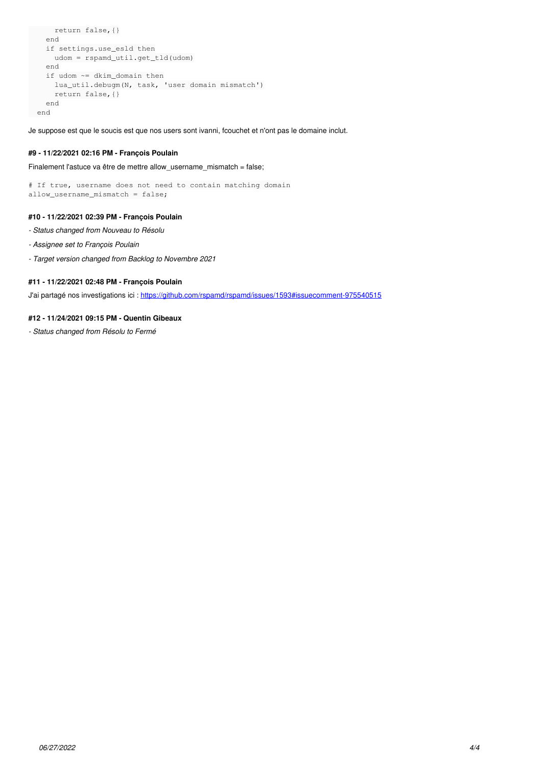```
      return false,{}
    end
    if settings.use_esld then
      udom = rspamd_util.get_tld(udom)
    end
    if udom ~= dkim_domain then
      lua_util.debugm(N, task, 'user domain mismatch')
      return false,{}
    end
  end
```

Je suppose est que le soucis est que nos users sont ivanni, fcouchet et n'ont pas le domaine inclut.

#### #9 - 11/22/2021 02:16 PM - François Poulain

Finalement l'astuce va être de mettre allow_username_mismatch = false;

```
# If true, username does not need to contain matching domain
allow_username_mismatch = false;
```

#### #10 - 11/22/2021 02:39 PM - François Poulain

*- Status changed from Nouveau to Résolu*

*- Assignee set to François Poulain*

*- Target version changed from Backlog to Novembre 2021*

#### #11 - 11/22/2021 02:48 PM - François Poulain

J'ai partagé nos investigations ici : https://github.com/rspamd/rspamd/issues/1593#issuecomment-975540515

#### #12 - 11/24/2021 09:15 PM - Quentin Gibeaux

*- Status changed from Résolu to Fermé*